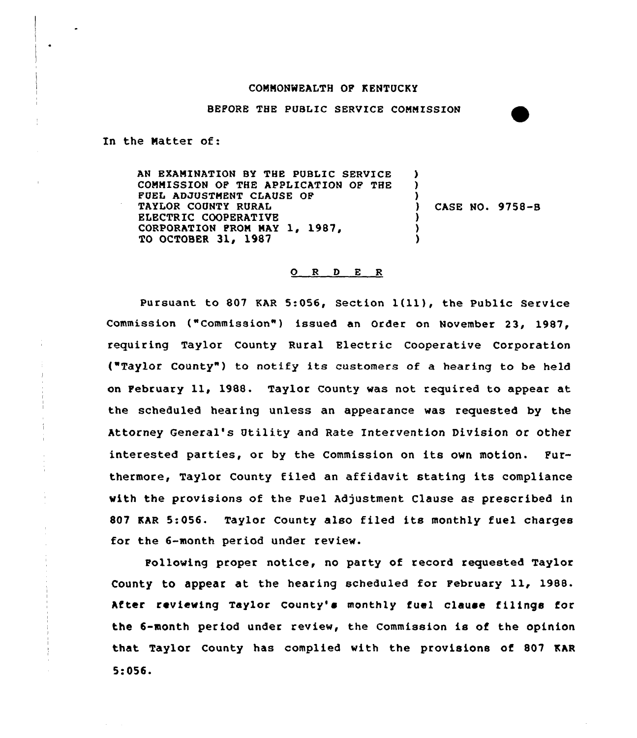COMMONWEALTH OF KENTUCKY

BEFORE THE PUBLIC SERVICE COMMISSION

In the Matter of:

| | | |
|---|---|---|
| AN EXAMINATION BY THE PUBLIC SERVICE COMMISSION OF THE APPLICATION OF THE FUEL ADJUSTMENT CLAUSE OF TAYLOR COUNTY RURAL ELECTRIC COOPERATIVE CORPORATION FROM MAY 1, 1987, TO OCTOBER 31, 1987 | ) | CASE NO. 9758-B |

O R D E R

Pursuant to 807 KAR 5:056, Section 1(11), the Public Service Commission ("Commission") issued an Order on November 23, 1987, requiring Taylor County Rural Electric Cooperative Corporation ("Taylor County") to notify its customers of a hearing to be held on February 11, 1988. Taylor County was not required to appear at the scheduled hearing unless an appearance was requested by the Attorney General's Utility and Rate Intervention Division or other interested parties, or by the Commission on its own motion. Furthermore, Taylor County filed an affidavit stating its compliance with the provisions of the Fuel Adjustment Clause as prescribed in 807 KAR 5:056. Taylor County also filed its monthly fuel charges for the 6-month period under review.

Following proper notice, no party of record requested Taylor County to appear at the hearing scheduled for February 11, 1988. After reviewing Taylor County's monthly fuel clause filings for the 6-month period under review, the Commission is of the opinion that Taylor County has complied with the provisions of 807 KAR 5:056.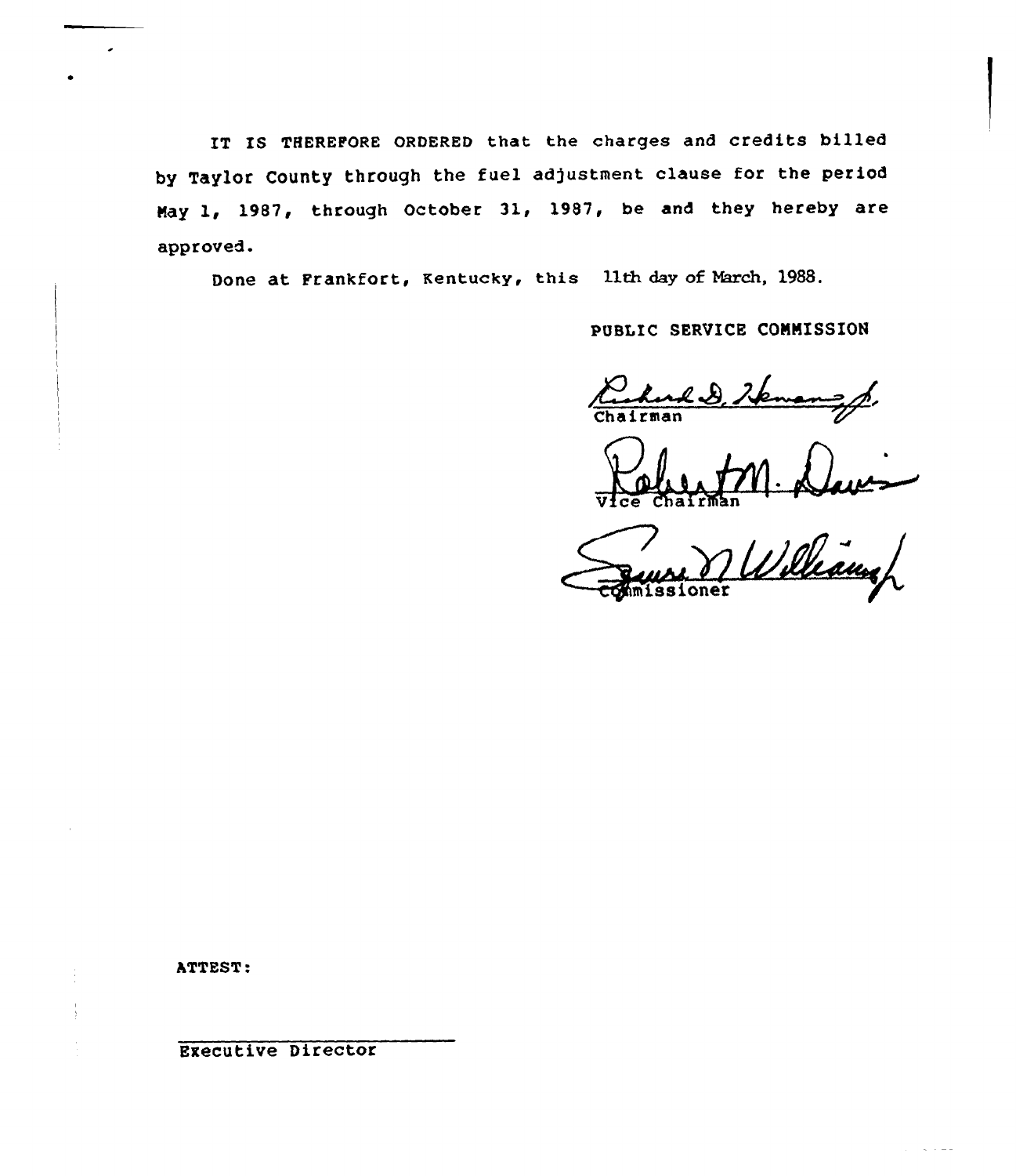IT IS THEREFORE ORDERED that the charges and credits billed by Taylor County through the fuel adjustment clause for the period May 1, 1987, through October 31, 1987, be and they hereby are approved.

Done at Frankfort, Kentucky, this 11th day of March, 1988.

PUBLIC SERVICE COMMISSION

Chairman

Vice Chairman

Commissioner

ATTEST:

Executive Director